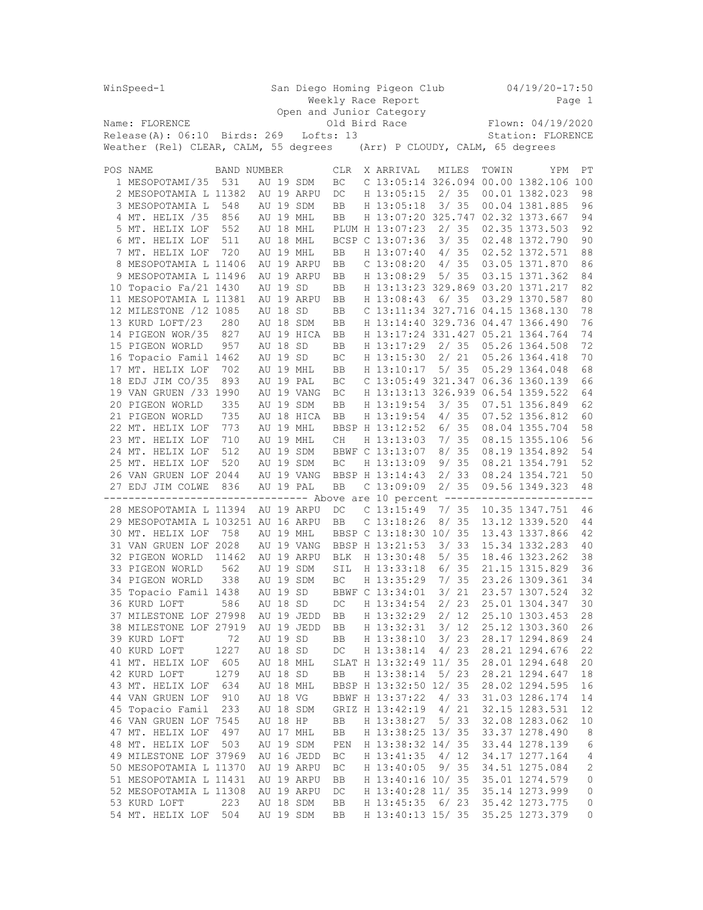WinSpeed-1 San Diego Homing Pigeon Club 04/19/20-17:50

Weekly Race Report

Open and Junior Category

Old Bird Race

Name: FLORENCE Flown: 04/19/2020

Release(A): 06:10 Birds: 269 Lofts: 13 Station: FLORENCE

Weather (Rel) CLEAR, CALM, 55 degrees (Arr) P CLOUDY, CALM, 65 degrees

| POS | NAME | BAND NUMBER | CLR | X | ARRIVAL | MILES | TOWIN | YPM | PT |
|---|---|---|---|---|---|---|---|---|---|
| 1 | MESOPOTAMI/35 | 531 AU 19 SDM | BC | C | 13:05:14 | 326.094 | 00.00 | 1382.106 | 100 |
| 2 | MESOPOTAMIA L | 11382 AU 19 ARPU | DC | H | 13:05:15 | 2/ 35 | 00.01 | 1382.023 | 98 |
| 3 | MESOPOTAMIA L | 548 AU 19 SDM | BB | H | 13:05:18 | 3/ 35 | 00.04 | 1381.885 | 96 |
| 4 | MT. HELIX /35 | 856 AU 19 MHL | BB | H | 13:07:20 | 325.747 | 02.32 | 1373.667 | 94 |
| 5 | MT. HELIX LOF | 552 AU 18 MHL | PLUM | H | 13:07:23 | 2/ 35 | 02.35 | 1373.503 | 92 |
| 6 | MT. HELIX LOF | 511 AU 18 MHL | BCSP | C | 13:07:36 | 3/ 35 | 02.48 | 1372.790 | 90 |
| 7 | MT. HELIX LOF | 720 AU 19 MHL | BB | H | 13:07:40 | 4/ 35 | 02.52 | 1372.571 | 88 |
| 8 | MESOPOTAMIA L | 11406 AU 19 ARPU | BB | C | 13:08:20 | 4/ 35 | 03.05 | 1371.870 | 86 |
| 9 | MESOPOTAMIA L | 11496 AU 19 ARPU | BB | H | 13:08:29 | 5/ 35 | 03.15 | 1371.362 | 84 |
| 10 | Topacio Fa/21 | 1430 AU 19 SD | BB | H | 13:13:23 | 329.869 | 03.20 | 1371.217 | 82 |
| 11 | MESOPOTAMIA L | 11381 AU 19 ARPU | BB | H | 13:08:43 | 6/ 35 | 03.29 | 1370.587 | 80 |
| 12 | MILESTONE /12 | 1085 AU 18 SD | BB | C | 13:11:34 | 327.716 | 04.15 | 1368.130 | 78 |
| 13 | KURD LOFT/23 | 280 AU 18 SDM | BB | H | 13:14:40 | 329.736 | 04.47 | 1366.490 | 76 |
| 14 | PIGEON WOR/35 | 827 AU 19 HICA | BB | H | 13:17:24 | 331.427 | 05.21 | 1364.764 | 74 |
| 15 | PIGEON WORLD | 957 AU 18 SD | BB | H | 13:17:29 | 2/ 35 | 05.26 | 1364.508 | 72 |
| 16 | Topacio Famil | 1462 AU 19 SD | BC | H | 13:15:30 | 2/ 21 | 05.26 | 1364.418 | 70 |
| 17 | MT. HELIX LOF | 702 AU 19 MHL | BB | H | 13:10:17 | 5/ 35 | 05.29 | 1364.048 | 68 |
| 18 | EDJ JIM CO/35 | 893 AU 19 PAL | BC | C | 13:05:49 | 321.347 | 06.36 | 1360.139 | 66 |
| 19 | VAN GRUEN /33 | 1990 AU 19 VANG | BC | H | 13:13:13 | 326.939 | 06.54 | 1359.522 | 64 |
| 20 | PIGEON WORLD | 335 AU 19 SDM | BB | H | 13:19:54 | 3/ 35 | 07.51 | 1356.849 | 62 |
| 21 | PIGEON WORLD | 735 AU 18 HICA | BB | H | 13:19:54 | 4/ 35 | 07.52 | 1356.812 | 60 |
| 22 | MT. HELIX LOF | 773 AU 19 MHL | BBSP | H | 13:12:52 | 6/ 35 | 08.04 | 1355.704 | 58 |
| 23 | MT. HELIX LOF | 710 AU 19 MHL | CH | H | 13:13:03 | 7/ 35 | 08.15 | 1355.106 | 56 |
| 24 | MT. HELIX LOF | 512 AU 19 SDM | BBWF | C | 13:13:07 | 8/ 35 | 08.19 | 1354.892 | 54 |
| 25 | MT. HELIX LOF | 520 AU 19 SDM | BC | H | 13:13:09 | 9/ 35 | 08.21 | 1354.791 | 52 |
| 26 | VAN GRUEN LOF | 2044 AU 19 VANG | BBSP | H | 13:14:43 | 2/ 33 | 08.24 | 1354.721 | 50 |
| 27 | EDJ JIM COLWE | 836 AU 19 PAL | BB | C | 13:09:09 | 2/ 35 | 09.56 | 1349.323 | 48 |
| | ---------- Above are 10 percent ---------- | | | | | | | | |
| 28 | MESOPOTAMIA L | 11394 AU 19 ARPU | DC | C | 13:15:49 | 7/ 35 | 10.35 | 1347.751 | 46 |
| 29 | MESOPOTAMIA L | 103251 AU 16 ARPU | BB | C | 13:18:26 | 8/ 35 | 13.12 | 1339.520 | 44 |
| 30 | MT. HELIX LOF | 758 AU 19 MHL | BBSP | C | 13:18:30 | 10/ 35 | 13.43 | 1337.866 | 42 |
| 31 | VAN GRUEN LOF | 2028 AU 19 VANG | BBSP | H | 13:21:53 | 3/ 33 | 15.34 | 1332.283 | 40 |
| 32 | PIGEON WORLD | 11462 AU 19 ARPU | BLK | H | 13:30:48 | 5/ 35 | 18.46 | 1323.262 | 38 |
| 33 | PIGEON WORLD | 562 AU 19 SDM | SIL | H | 13:33:18 | 6/ 35 | 21.15 | 1315.829 | 36 |
| 34 | PIGEON WORLD | 338 AU 19 SDM | BC | H | 13:35:29 | 7/ 35 | 23.26 | 1309.361 | 34 |
| 35 | Topacio Famil | 1438 AU 19 SD | BBWF | C | 13:34:01 | 3/ 21 | 23.57 | 1307.524 | 32 |
| 36 | KURD LOFT | 586 AU 18 SD | DC | H | 13:34:54 | 2/ 23 | 25.01 | 1304.347 | 30 |
| 37 | MILESTONE LOF | 27998 AU 19 JEDD | BB | H | 13:32:29 | 2/ 12 | 25.10 | 1303.453 | 28 |
| 38 | MILESTONE LOF | 27919 AU 19 JEDD | BB | H | 13:32:31 | 3/ 12 | 25.12 | 1303.360 | 26 |
| 39 | KURD LOFT | 72 AU 19 SD | BB | H | 13:38:10 | 3/ 23 | 28.17 | 1294.869 | 24 |
| 40 | KURD LOFT | 1227 AU 18 SD | DC | H | 13:38:14 | 4/ 23 | 28.21 | 1294.676 | 22 |
| 41 | MT. HELIX LOF | 605 AU 18 MHL | SLAT | H | 13:32:49 | 11/ 35 | 28.01 | 1294.648 | 20 |
| 42 | KURD LOFT | 1279 AU 18 SD | BB | H | 13:38:14 | 5/ 23 | 28.21 | 1294.647 | 18 |
| 43 | MT. HELIX LOF | 634 AU 18 MHL | BBSP | H | 13:32:50 | 12/ 35 | 28.02 | 1294.595 | 16 |
| 44 | VAN GRUEN LOF | 910 AU 18 VG | BBWF | H | 13:37:22 | 4/ 33 | 31.03 | 1286.174 | 14 |
| 45 | Topacio Famil | 233 AU 18 SDM | GRIZ | H | 13:42:19 | 4/ 21 | 32.15 | 1283.531 | 12 |
| 46 | VAN GRUEN LOF | 7545 AU 18 HP | BB | H | 13:38:27 | 5/ 33 | 32.08 | 1283.062 | 10 |
| 47 | MT. HELIX LOF | 497 AU 17 MHL | BB | H | 13:38:25 | 13/ 35 | 33.37 | 1278.490 | 8 |
| 48 | MT. HELIX LOF | 503 AU 19 SDM | PEN | H | 13:38:32 | 14/ 35 | 33.44 | 1278.139 | 6 |
| 49 | MILESTONE LOF | 37969 AU 16 JEDD | BC | H | 13:41:35 | 4/ 12 | 34.17 | 1277.164 | 4 |
| 50 | MESOPOTAMIA L | 11370 AU 19 ARPU | BC | H | 13:40:05 | 9/ 35 | 34.51 | 1275.084 | 2 |
| 51 | MESOPOTAMIA L | 11431 AU 19 ARPU | BB | H | 13:40:16 | 10/ 35 | 35.01 | 1274.579 | 0 |
| 52 | MESOPOTAMIA L | 11308 AU 19 ARPU | DC | H | 13:40:28 | 11/ 35 | 35.14 | 1273.999 | 0 |
| 53 | KURD LOFT | 223 AU 18 SDM | BB | H | 13:45:35 | 6/ 23 | 35.42 | 1273.775 | 0 |
| 54 | MT. HELIX LOF | 504 AU 19 SDM | BB | H | 13:40:13 | 15/ 35 | 35.25 | 1273.379 | 0 |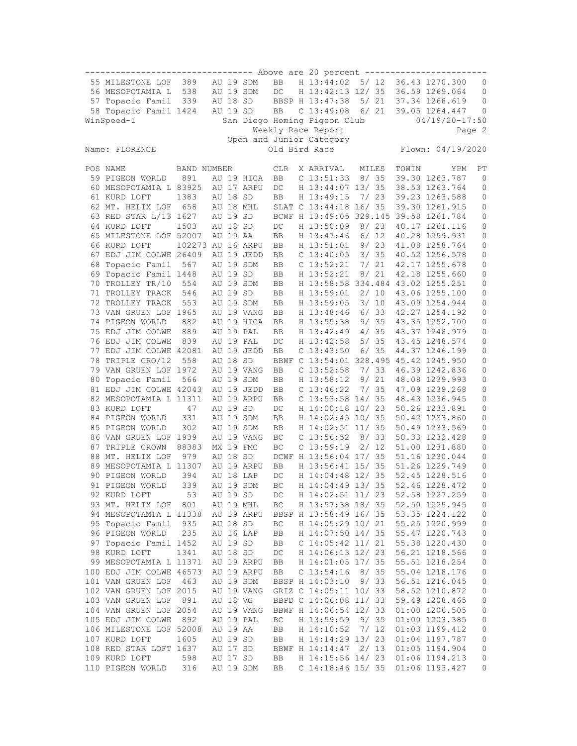--------------------------------- Above are 20 percent ------------------------

| POS | NAME | BAND NUMBER | | | CLR | X | ARRIVAL | MILES | TOWIN | YPM | PT |
|---|---|---|---|---|---|---|---|---|---|---|---|
| 55 | MILESTONE LOF | 389 | AU 19 | SDM | BB | H | 13:44:02 | 5/ 12 | 36.43 | 1270.300 | 0 |
| 56 | MESOPOTAMIA L | 538 | AU 19 | SDM | DC | H | 13:42:13 | 12/ 35 | 36.59 | 1269.064 | 0 |
| 57 | Topacio Famil | 339 | AU 18 | SD | BBSP | H | 13:47:38 | 5/ 21 | 37.34 | 1268.619 | 0 |
| 58 | Topacio Famil | 1424 | AU 19 | SD | BB | C | 13:49:08 | 6/ 21 | 39.05 | 1264.447 | 0 |

WinSpeed-1 San Diego Homing Pigeon Club 04/19/20-17:50

Weekly Race Report Page 2

Open and Junior Category

Name: FLORENCE Old Bird Race Flown: 04/19/2020

| POS | NAME | BAND NUMBER | | | CLR | X | ARRIVAL | MILES | TOWIN | YPM | PT |
|---|---|---|---|---|---|---|---|---|---|---|---|
| 59 | PIGEON WORLD | 891 | AU 19 | HICA | BB | C | 13:51:33 | 8/ 35 | 39.30 | 1263.787 | 0 |
| 60 | MESOPOTAMIA L | 83925 | AU 17 | ARPU | DC | H | 13:44:07 | 13/ 35 | 38.53 | 1263.764 | 0 |
| 61 | KURD LOFT | 1383 | AU 18 | SD | BB | H | 13:49:15 | 7/ 23 | 39.23 | 1263.588 | 0 |
| 62 | MT. HELIX LOF | 658 | AU 18 | MHL | SLAT | C | 13:44:18 | 16/ 35 | 39.30 | 1261.915 | 0 |
| 63 | RED STAR L/13 | 1627 | AU 19 | SD | BCWF | H | 13:49:05 | 329.145 | 39.58 | 1261.784 | 0 |
| 64 | KURD LOFT | 1503 | AU 18 | SD | DC | H | 13:50:09 | 8/ 23 | 40.17 | 1261.116 | 0 |
| 65 | MILESTONE LOF | 52007 | AU 19 | AA | BB | H | 13:47:46 | 6/ 12 | 40.28 | 1259.931 | 0 |
| 66 | KURD LOFT | 102273 | AU 16 | ARPU | BB | H | 13:51:01 | 9/ 23 | 41.08 | 1258.764 | 0 |
| 67 | EDJ JIM COLWE | 26409 | AU 19 | JEDD | BB | C | 13:40:05 | 3/ 35 | 40.52 | 1256.578 | 0 |
| 68 | Topacio Famil | 567 | AU 19 | SDM | BB | C | 13:52:21 | 7/ 21 | 42.17 | 1255.678 | 0 |
| 69 | Topacio Famil | 1448 | AU 19 | SD | BB | H | 13:52:21 | 8/ 21 | 42.18 | 1255.660 | 0 |
| 70 | TROLLEY TR/10 | 554 | AU 19 | SDM | BB | H | 13:58:58 | 334.484 | 43.02 | 1255.251 | 0 |
| 71 | TROLLEY TRACK | 546 | AU 19 | SD | BB | H | 13:59:01 | 2/ 10 | 43.06 | 1255.100 | 0 |
| 72 | TROLLEY TRACK | 553 | AU 19 | SDM | BB | H | 13:59:05 | 3/ 10 | 43.09 | 1254.944 | 0 |
| 73 | VAN GRUEN LOF | 1965 | AU 19 | VANG | BB | H | 13:48:46 | 6/ 33 | 42.27 | 1254.192 | 0 |
| 74 | PIGEON WORLD | 882 | AU 19 | HICA | BB | H | 13:55:38 | 9/ 35 | 43.35 | 1252.700 | 0 |
| 75 | EDJ JIM COLWE | 889 | AU 19 | PAL | BB | H | 13:42:49 | 4/ 35 | 43.37 | 1248.979 | 0 |
| 76 | EDJ JIM COLWE | 839 | AU 19 | PAL | DC | H | 13:42:58 | 5/ 35 | 43.45 | 1248.574 | 0 |
| 77 | EDJ JIM COLWE | 42081 | AU 19 | JEDD | BB | C | 13:43:50 | 6/ 35 | 44.37 | 1246.199 | 0 |
| 78 | TRIPLE CRO/12 | 558 | AU 18 | SD | BBWF | C | 13:54:01 | 328.495 | 45.42 | 1245.950 | 0 |
| 79 | VAN GRUEN LOF | 1972 | AU 19 | VANG | BB | C | 13:52:58 | 7/ 33 | 46.39 | 1242.836 | 0 |
| 80 | Topacio Famil | 566 | AU 19 | SDM | BB | H | 13:58:12 | 9/ 21 | 48.08 | 1239.993 | 0 |
| 81 | EDJ JIM COLWE | 42043 | AU 19 | JEDD | BB | C | 13:46:22 | 7/ 35 | 47.09 | 1239.268 | 0 |
| 82 | MESOPOTAMIA L | 11311 | AU 19 | ARPU | BB | C | 13:53:58 | 14/ 35 | 48.43 | 1236.945 | 0 |
| 83 | KURD LOFT | 47 | AU 19 | SD | DC | H | 14:00:18 | 10/ 23 | 50.26 | 1233.891 | 0 |
| 84 | PIGEON WORLD | 331 | AU 19 | SDM | BB | H | 14:02:45 | 10/ 35 | 50.42 | 1233.860 | 0 |
| 85 | PIGEON WORLD | 302 | AU 19 | SDM | BB | H | 14:02:51 | 11/ 35 | 50.49 | 1233.569 | 0 |
| 86 | VAN GRUEN LOF | 1939 | AU 19 | VANG | BC | C | 13:56:52 | 8/ 33 | 50.33 | 1232.428 | 0 |
| 87 | TRIPLE CROWN | 88383 | MX 19 | FMC | BC | C | 13:59:19 | 2/ 12 | 51.00 | 1231.880 | 0 |
| 88 | MT. HELIX LOF | 979 | AU 18 | SD | DCWF | H | 13:56:04 | 17/ 35 | 51.16 | 1230.044 | 0 |
| 89 | MESOPOTAMIA L | 11307 | AU 19 | ARPU | BB | H | 13:56:41 | 15/ 35 | 51.26 | 1229.749 | 0 |
| 90 | PIGEON WORLD | 394 | AU 18 | LAP | DC | H | 14:04:48 | 12/ 35 | 52.45 | 1228.516 | 0 |
| 91 | PIGEON WORLD | 339 | AU 19 | SDM | BC | H | 14:04:49 | 13/ 35 | 52.46 | 1228.472 | 0 |
| 92 | KURD LOFT | 53 | AU 19 | SD | DC | H | 14:02:51 | 11/ 23 | 52.58 | 1227.259 | 0 |
| 93 | MT. HELIX LOF | 801 | AU 19 | MHL | BC | H | 13:57:38 | 18/ 35 | 52.50 | 1225.945 | 0 |
| 94 | MESOPOTAMIA L | 11338 | AU 19 | ARPU | BBSP | H | 13:58:49 | 16/ 35 | 53.35 | 1224.122 | 0 |
| 95 | Topacio Famil | 935 | AU 18 | SD | BC | H | 14:05:29 | 10/ 21 | 55.25 | 1220.999 | 0 |
| 96 | PIGEON WORLD | 235 | AU 16 | LAP | BB | H | 14:07:50 | 14/ 35 | 55.47 | 1220.743 | 0 |
| 97 | Topacio Famil | 1452 | AU 19 | SD | BB | C | 14:05:42 | 11/ 21 | 55.38 | 1220.430 | 0 |
| 98 | KURD LOFT | 1341 | AU 18 | SD | DC | H | 14:06:13 | 12/ 23 | 56.21 | 1218.566 | 0 |
| 99 | MESOPOTAMIA L | 11371 | AU 19 | ARPU | BB | H | 14:01:05 | 17/ 35 | 55.51 | 1218.254 | 0 |
| 100 | EDJ JIM COLWE | 46573 | AU 19 | ARPU | BB | C | 13:54:16 | 8/ 35 | 55.04 | 1218.176 | 0 |
| 101 | VAN GRUEN LOF | 463 | AU 19 | SDM | BBSP | H | 14:03:10 | 9/ 33 | 56.51 | 1216.045 | 0 |
| 102 | VAN GRUEN LOF | 2015 | AU 19 | VANG | GRIZ | C | 14:05:11 | 10/ 33 | 58.52 | 1210.872 | 0 |
| 103 | VAN GRUEN LOF | 891 | AU 18 | VG | BBPD | C | 14:06:08 | 11/ 33 | 59.49 | 1208.465 | 0 |
| 104 | VAN GRUEN LOF | 2054 | AU 19 | VANG | BBWF | H | 14:06:54 | 12/ 33 | 01:00 | 1206.505 | 0 |
| 105 | EDJ JIM COLWE | 892 | AU 19 | PAL | BC | H | 13:59:59 | 9/ 35 | 01:00 | 1203.385 | 0 |
| 106 | MILESTONE LOF | 52008 | AU 19 | AA | BB | H | 14:10:52 | 7/ 12 | 01:03 | 1199.412 | 0 |
| 107 | KURD LOFT | 1605 | AU 19 | SD | BB | H | 14:14:29 | 13/ 23 | 01:04 | 1197.787 | 0 |
| 108 | RED STAR LOFT | 1637 | AU 17 | SD | BBWF | H | 14:14:47 | 2/ 13 | 01:05 | 1194.904 | 0 |
| 109 | KURD LOFT | 598 | AU 17 | SD | BB | H | 14:15:56 | 14/ 23 | 01:06 | 1194.213 | 0 |
| 110 | PIGEON WORLD | 316 | AU 19 | SDM | BB | C | 14:18:46 | 15/ 35 | 01:06 | 1193.427 | 0 |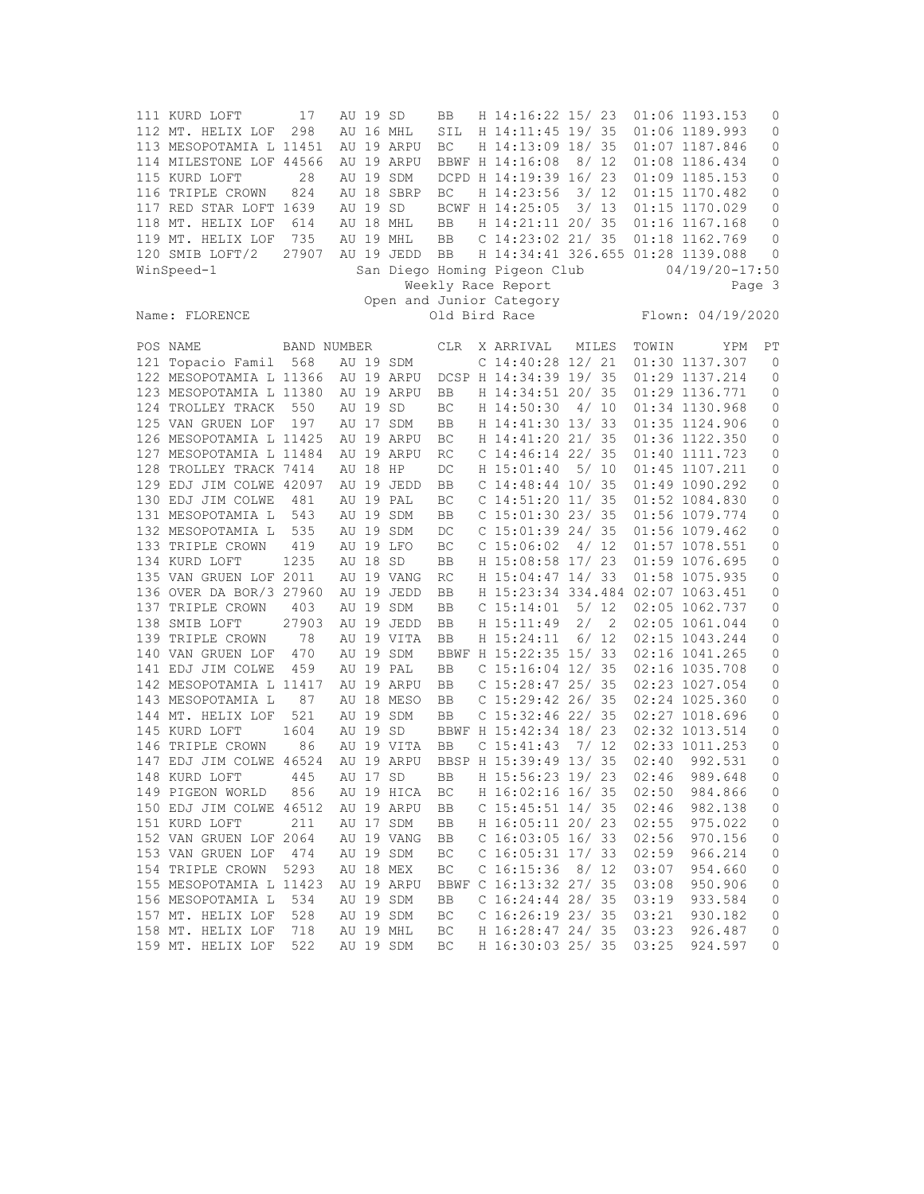| POS | NAME | BAND NUMBER | CLR | X | ARRIVAL | MILES | TOWIN | YPM | PT |
|---|---|---|---|---|---|---|---|---|---|
| 111 | KURD LOFT | 17 AU 19 SD | BB | H | 14:16:22 | 15/ 23 | 01:06 | 1193.153 | 0 |
| 112 | MT. HELIX LOF | 298 AU 16 MHL | SIL | H | 14:11:45 | 19/ 35 | 01:06 | 1189.993 | 0 |
| 113 | MESOPOTAMIA L | 11451 AU 19 ARPU | BC | H | 14:13:09 | 18/ 35 | 01:07 | 1187.846 | 0 |
| 114 | MILESTONE LOF | 44566 AU 19 ARPU | BBWF | H | 14:16:08 | 8/ 12 | 01:08 | 1186.434 | 0 |
| 115 | KURD LOFT | 28 AU 19 SDM | DCPD | H | 14:19:39 | 16/ 23 | 01:09 | 1185.153 | 0 |
| 116 | TRIPLE CROWN | 824 AU 18 SBRP | BC | H | 14:23:56 | 3/ 12 | 01:15 | 1170.482 | 0 |
| 117 | RED STAR LOFT | 1639 AU 19 SD | BCWF | H | 14:25:05 | 3/ 13 | 01:15 | 1170.029 | 0 |
| 118 | MT. HELIX LOF | 614 AU 18 MHL | BB | H | 14:21:11 | 20/ 35 | 01:16 | 1167.168 | 0 |
| 119 | MT. HELIX LOF | 735 AU 19 MHL | BB | C | 14:23:02 | 21/ 35 | 01:18 | 1162.769 | 0 |
| 120 | SMIB LOFT/2 | 27907 AU 19 JEDD | BB | H | 14:34:41 | 326.655 | 01:28 | 1139.088 | 0 |
| 121 | Topacio Famil | 568 AU 19 SDM | | C | 14:40:28 | 12/ 21 | 01:30 | 1137.307 | 0 |
| 122 | MESOPOTAMIA L | 11366 AU 19 ARPU | DCSP | H | 14:34:39 | 19/ 35 | 01:29 | 1137.214 | 0 |
| 123 | MESOPOTAMIA L | 11380 AU 19 ARPU | BB | H | 14:34:51 | 20/ 35 | 01:29 | 1136.771 | 0 |
| 124 | TROLLEY TRACK | 550 AU 19 SD | BC | H | 14:50:30 | 4/ 10 | 01:34 | 1130.968 | 0 |
| 125 | VAN GRUEN LOF | 197 AU 17 SDM | BB | H | 14:41:30 | 13/ 33 | 01:35 | 1124.906 | 0 |
| 126 | MESOPOTAMIA L | 11425 AU 19 ARPU | BC | H | 14:41:20 | 21/ 35 | 01:36 | 1122.350 | 0 |
| 127 | MESOPOTAMIA L | 11484 AU 19 ARPU | RC | C | 14:46:14 | 22/ 35 | 01:40 | 1111.723 | 0 |
| 128 | TROLLEY TRACK | 7414 AU 18 HP | DC | H | 15:01:40 | 5/ 10 | 01:45 | 1107.211 | 0 |
| 129 | EDJ JIM COLWE | 42097 AU 19 JEDD | BB | C | 14:48:44 | 10/ 35 | 01:49 | 1090.292 | 0 |
| 130 | EDJ JIM COLWE | 481 AU 19 PAL | BC | C | 14:51:20 | 11/ 35 | 01:52 | 1084.830 | 0 |
| 131 | MESOPOTAMIA L | 543 AU 19 SDM | BB | C | 15:01:30 | 23/ 35 | 01:56 | 1079.774 | 0 |
| 132 | MESOPOTAMIA L | 535 AU 19 SDM | DC | C | 15:01:39 | 24/ 35 | 01:56 | 1079.462 | 0 |
| 133 | TRIPLE CROWN | 419 AU 19 LFO | BC | C | 15:06:02 | 4/ 12 | 01:57 | 1078.551 | 0 |
| 134 | KURD LOFT | 1235 AU 18 SD | BB | H | 15:08:58 | 17/ 23 | 01:59 | 1076.695 | 0 |
| 135 | VAN GRUEN LOF | 2011 AU 19 VANG | RC | H | 15:04:47 | 14/ 33 | 01:58 | 1075.935 | 0 |
| 136 | OVER DA BOR/3 | 27960 AU 19 JEDD | BB | H | 15:23:34 | 334.484 | 02:07 | 1063.451 | 0 |
| 137 | TRIPLE CROWN | 403 AU 19 SDM | BB | C | 15:14:01 | 5/ 12 | 02:05 | 1062.737 | 0 |
| 138 | SMIB LOFT | 27903 AU 19 JEDD | BB | H | 15:11:49 | 2/ 2 | 02:05 | 1061.044 | 0 |
| 139 | TRIPLE CROWN | 78 AU 19 VITA | BB | H | 15:24:11 | 6/ 12 | 02:15 | 1043.244 | 0 |
| 140 | VAN GRUEN LOF | 470 AU 19 SDM | BBWF | H | 15:22:35 | 15/ 33 | 02:16 | 1041.265 | 0 |
| 141 | EDJ JIM COLWE | 459 AU 19 PAL | BB | C | 15:16:04 | 12/ 35 | 02:16 | 1035.708 | 0 |
| 142 | MESOPOTAMIA L | 11417 AU 19 ARPU | BB | C | 15:28:47 | 25/ 35 | 02:23 | 1027.054 | 0 |
| 143 | MESOPOTAMIA L | 87 AU 18 MESO | BB | C | 15:29:42 | 26/ 35 | 02:24 | 1025.360 | 0 |
| 144 | MT. HELIX LOF | 521 AU 19 SDM | BB | C | 15:32:46 | 22/ 35 | 02:27 | 1018.696 | 0 |
| 145 | KURD LOFT | 1604 AU 19 SD | BBWF | H | 15:42:34 | 18/ 23 | 02:32 | 1013.514 | 0 |
| 146 | TRIPLE CROWN | 86 AU 19 VITA | BB | C | 15:41:43 | 7/ 12 | 02:33 | 1011.253 | 0 |
| 147 | EDJ JIM COLWE | 46524 AU 19 ARPU | BBSP | H | 15:39:49 | 13/ 35 | 02:40 | 992.531 | 0 |
| 148 | KURD LOFT | 445 AU 17 SD | BB | H | 15:56:23 | 19/ 23 | 02:46 | 989.648 | 0 |
| 149 | PIGEON WORLD | 856 AU 19 HICA | BC | H | 16:02:16 | 16/ 35 | 02:50 | 984.866 | 0 |
| 150 | EDJ JIM COLWE | 46512 AU 19 ARPU | BB | C | 15:45:51 | 14/ 35 | 02:46 | 982.138 | 0 |
| 151 | KURD LOFT | 211 AU 17 SDM | BB | H | 16:05:11 | 20/ 23 | 02:55 | 975.022 | 0 |
| 152 | VAN GRUEN LOF | 2064 AU 19 VANG | BB | C | 16:03:05 | 16/ 33 | 02:56 | 970.156 | 0 |
| 153 | VAN GRUEN LOF | 474 AU 19 SDM | BC | C | 16:05:31 | 17/ 33 | 02:59 | 966.214 | 0 |
| 154 | TRIPLE CROWN | 5293 AU 18 MEX | BC | C | 16:15:36 | 8/ 12 | 03:07 | 954.660 | 0 |
| 155 | MESOPOTAMIA L | 11423 AU 19 ARPU | BBWF | C | 16:13:32 | 27/ 35 | 03:08 | 950.906 | 0 |
| 156 | MESOPOTAMIA L | 534 AU 19 SDM | BB | C | 16:24:44 | 28/ 35 | 03:19 | 933.584 | 0 |
| 157 | MT. HELIX LOF | 528 AU 19 SDM | BC | C | 16:26:19 | 23/ 35 | 03:21 | 930.182 | 0 |
| 158 | MT. HELIX LOF | 718 AU 19 MHL | BC | H | 16:28:47 | 24/ 35 | 03:23 | 926.487 | 0 |
| 159 | MT. HELIX LOF | 522 AU 19 SDM | BC | H | 16:30:03 | 25/ 35 | 03:25 | 924.597 | 0 |